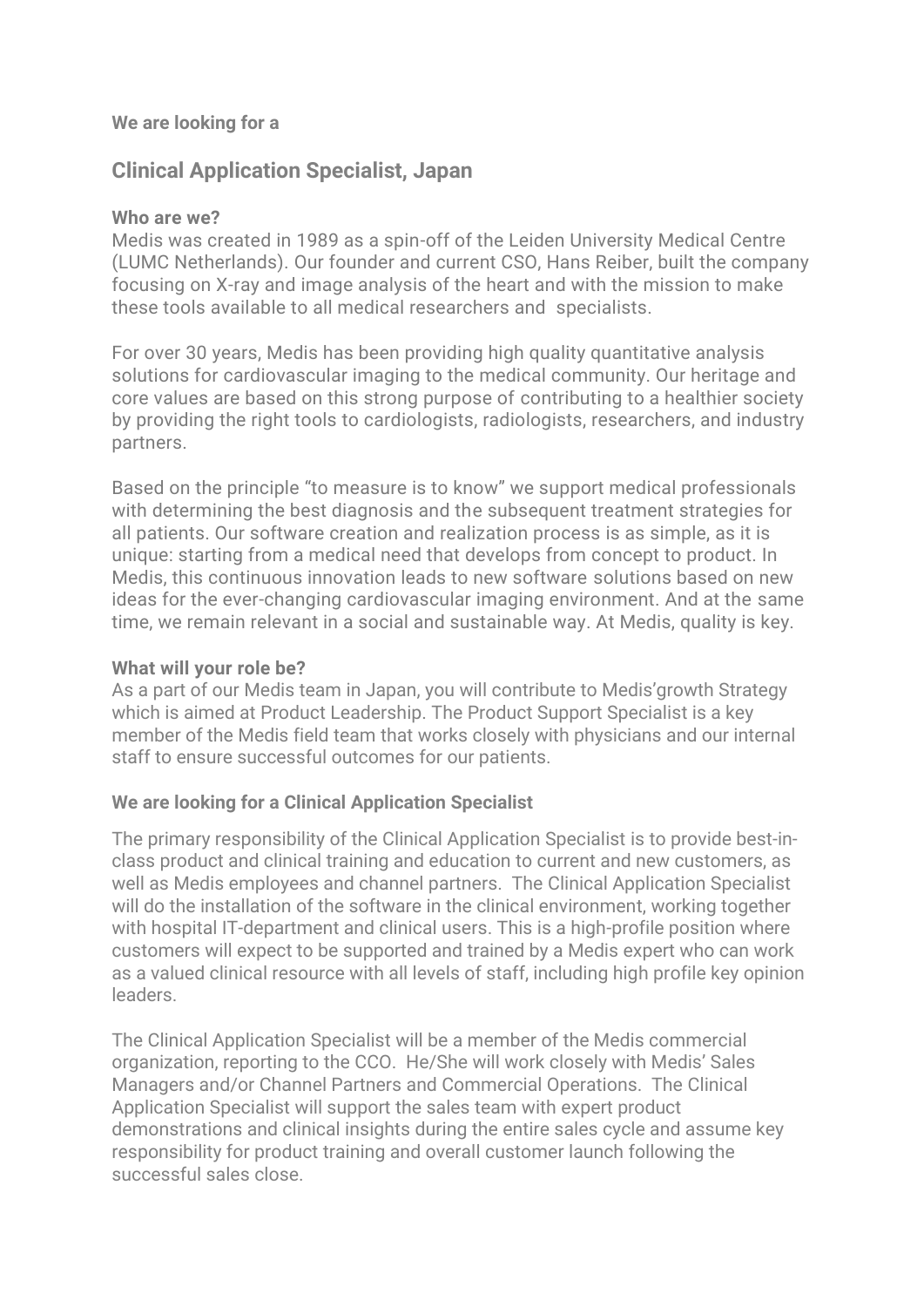**We are looking for a**

## Clinical Application Specialist, Japan

**Who are we?**

Medis was created in 1989 as a spin-off of the Leiden University Medical Centre (LUMC Netherlands). Our founder and current CSO, Hans Reiber, built the company focusing on X-ray and image analysis of the heart and with the mission to make these tools available to all medical researchers and specialists.

For over 30 years, Medis has been providing high quality quantitative analysis solutions for cardiovascular imaging to the medical community. Our heritage and core values are based on this strong purpose of contributing to a healthier society by providing the right tools to cardiologists, radiologists, researchers, and industry partners.

Based on the principle "to measure is to know" we support medical professionals with determining the best diagnosis and the subsequent treatment strategies for all patients. Our software creation and realization process is as simple, as it is unique: starting from a medical need that develops from concept to product. In Medis, this continuous innovation leads to new software solutions based on new ideas for the ever-changing cardiovascular imaging environment. And at the same time, we remain relevant in a social and sustainable way. At Medis, quality is key.

**What will your role be?**

As a part of our Medis team in Japan, you will contribute to Medis'growth Strategy which is aimed at Product Leadership. The Product Support Specialist is a key member of the Medis field team that works closely with physicians and our internal staff to ensure successful outcomes for our patients.

**We are looking for a Clinical Application Specialist**

The primary responsibility of the Clinical Application Specialist is to provide best-in-class product and clinical training and education to current and new customers, as well as Medis employees and channel partners. The Clinical Application Specialist will do the installation of the software in the clinical environment, working together with hospital IT-department and clinical users. This is a high-profile position where customers will expect to be supported and trained by a Medis expert who can work as a valued clinical resource with all levels of staff, including high profile key opinion leaders.

The Clinical Application Specialist will be a member of the Medis commercial organization, reporting to the CCO. He/She will work closely with Medis' Sales Managers and/or Channel Partners and Commercial Operations. The Clinical Application Specialist will support the sales team with expert product demonstrations and clinical insights during the entire sales cycle and assume key responsibility for product training and overall customer launch following the successful sales close.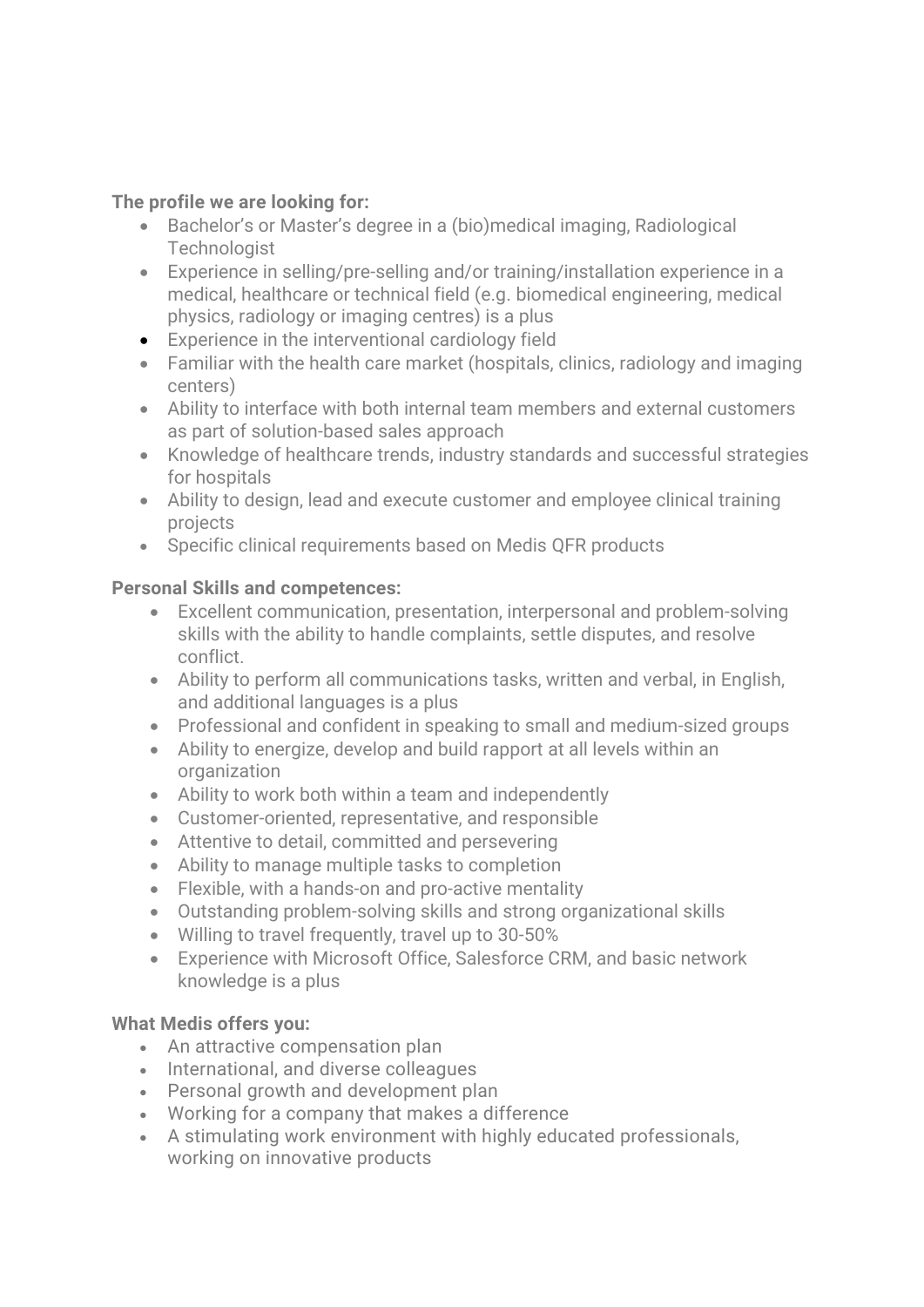**The profile we are looking for:**

- Bachelor's or Master's degree in a (bio)medical imaging, Radiological Technologist
- Experience in selling/pre-selling and/or training/installation experience in a medical, healthcare or technical field (e.g. biomedical engineering, medical physics, radiology or imaging centres) is a plus
- Experience in the interventional cardiology field
- Familiar with the health care market (hospitals, clinics, radiology and imaging centers)
- Ability to interface with both internal team members and external customers as part of solution-based sales approach
- Knowledge of healthcare trends, industry standards and successful strategies for hospitals
- Ability to design, lead and execute customer and employee clinical training projects
- Specific clinical requirements based on Medis QFR products

**Personal Skills and competences:**

- Excellent communication, presentation, interpersonal and problem-solving skills with the ability to handle complaints, settle disputes, and resolve conflict.
- Ability to perform all communications tasks, written and verbal, in English, and additional languages is a plus
- Professional and confident in speaking to small and medium-sized groups
- Ability to energize, develop and build rapport at all levels within an organization
- Ability to work both within a team and independently
- Customer-oriented, representative, and responsible
- Attentive to detail, committed and persevering
- Ability to manage multiple tasks to completion
- Flexible, with a hands-on and pro-active mentality
- Outstanding problem-solving skills and strong organizational skills
- Willing to travel frequently, travel up to 30-50%
- Experience with Microsoft Office, Salesforce CRM, and basic network knowledge is a plus

**What Medis offers you:**

- An attractive compensation plan
- International, and diverse colleagues
- Personal growth and development plan
- Working for a company that makes a difference
- A stimulating work environment with highly educated professionals, working on innovative products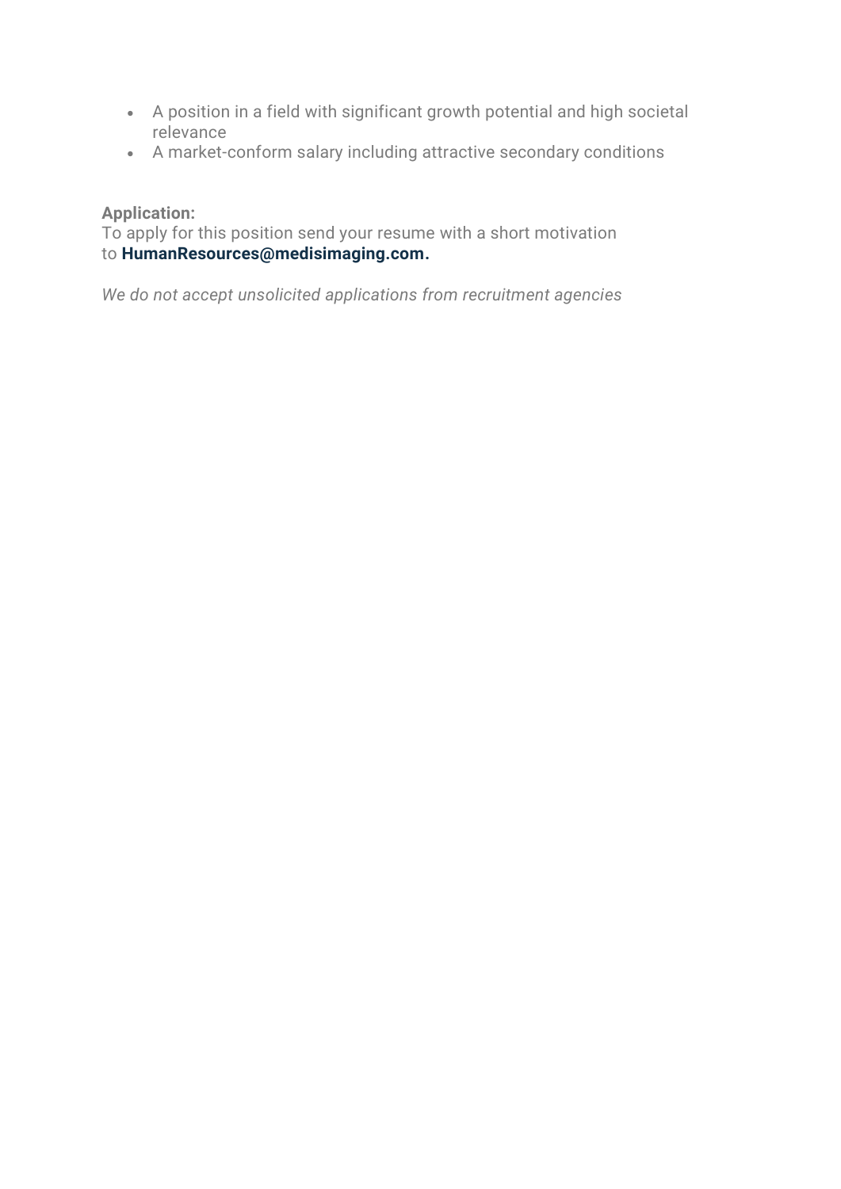- A position in a field with significant growth potential and high societal relevance
- A market-conform salary including attractive secondary conditions

**Application:**
To apply for this position send your resume with a short motivation to **HumanResources@medisimaging.com.**

*We do not accept unsolicited applications from recruitment agencies*